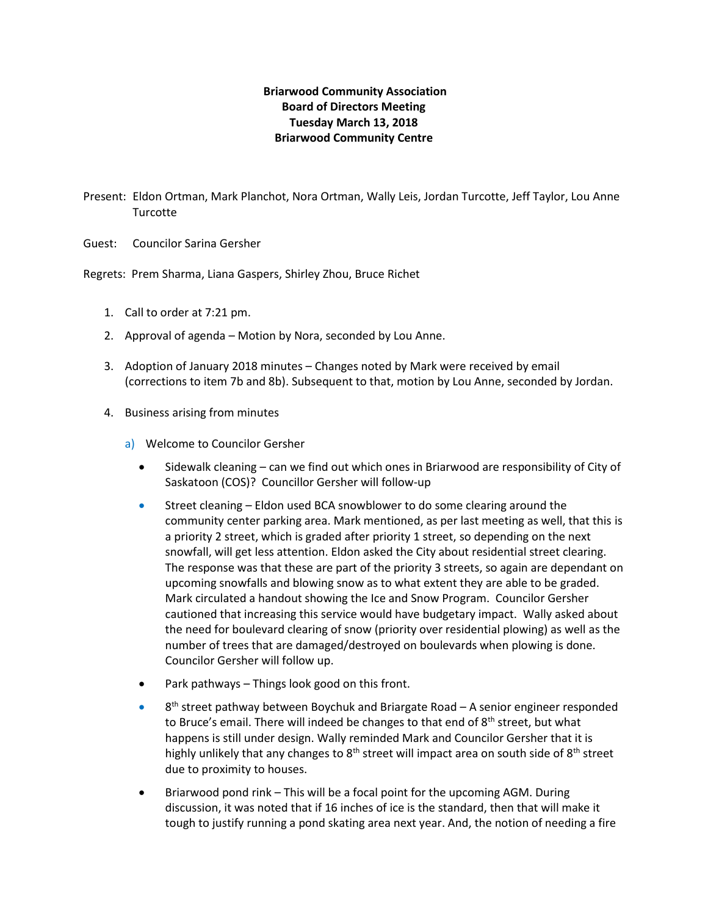**Briarwood Community Association**
**Board of Directors Meeting**
**Tuesday March 13, 2018**
**Briarwood Community Centre**

Present: Eldon Ortman, Mark Planchot, Nora Ortman, Wally Leis, Jordan Turcotte, Jeff Taylor, Lou Anne Turcotte

Guest: Councilor Sarina Gersher

Regrets: Prem Sharma, Liana Gaspers, Shirley Zhou, Bruce Richet

1. Call to order at 7:21 pm.
2. Approval of agenda – Motion by Nora, seconded by Lou Anne.
3. Adoption of January 2018 minutes – Changes noted by Mark were received by email (corrections to item 7b and 8b). Subsequent to that, motion by Lou Anne, seconded by Jordan.
4. Business arising from minutes
   a) Welcome to Councilor Gersher
      - Sidewalk cleaning – can we find out which ones in Briarwood are responsibility of City of Saskatoon (COS)? Councillor Gersher will follow-up
      - Street cleaning – Eldon used BCA snowblower to do some clearing around the community center parking area. Mark mentioned, as per last meeting as well, that this is a priority 2 street, which is graded after priority 1 street, so depending on the next snowfall, will get less attention. Eldon asked the City about residential street clearing. The response was that these are part of the priority 3 streets, so again are dependant on upcoming snowfalls and blowing snow as to what extent they are able to be graded. Mark circulated a handout showing the Ice and Snow Program. Councilor Gersher cautioned that increasing this service would have budgetary impact. Wally asked about the need for boulevard clearing of snow (priority over residential plowing) as well as the number of trees that are damaged/destroyed on boulevards when plowing is done. Councilor Gersher will follow up.
      - Park pathways – Things look good on this front.
      - 8th street pathway between Boychuk and Briargate Road – A senior engineer responded to Bruce's email. There will indeed be changes to that end of 8th street, but what happens is still under design. Wally reminded Mark and Councilor Gersher that it is highly unlikely that any changes to 8th street will impact area on south side of 8th street due to proximity to houses.
      - Briarwood pond rink – This will be a focal point for the upcoming AGM. During discussion, it was noted that if 16 inches of ice is the standard, then that will make it tough to justify running a pond skating area next year. And, the notion of needing a fire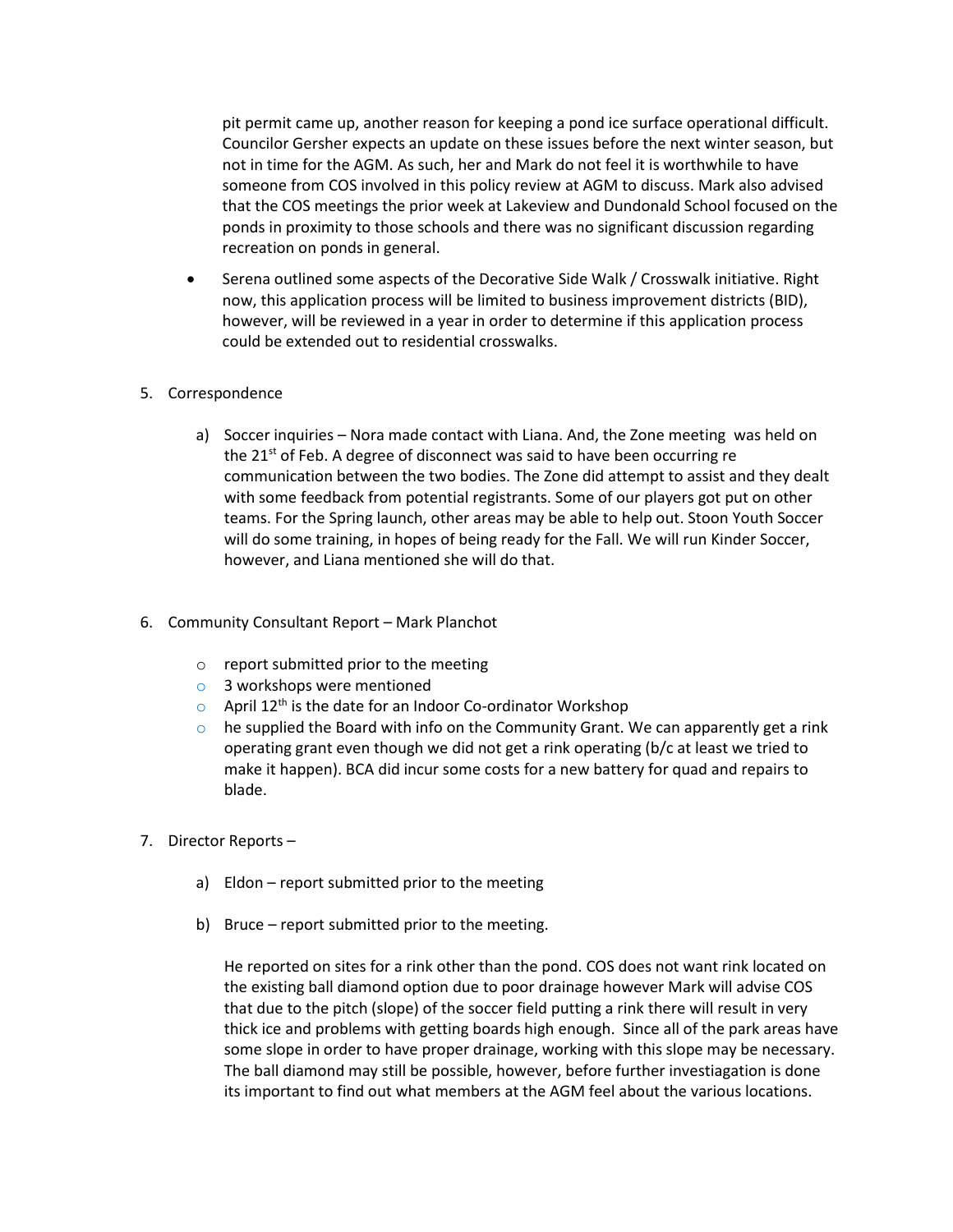pit permit came up, another reason for keeping a pond ice surface operational difficult. Councilor Gersher expects an update on these issues before the next winter season, but not in time for the AGM. As such, her and Mark do not feel it is worthwhile to have someone from COS involved in this policy review at AGM to discuss. Mark also advised that the COS meetings the prior week at Lakeview and Dundonald School focused on the ponds in proximity to those schools and there was no significant discussion regarding recreation on ponds in general.

- Serena outlined some aspects of the Decorative Side Walk / Crosswalk initiative. Right now, this application process will be limited to business improvement districts (BID), however, will be reviewed in a year in order to determine if this application process could be extended out to residential crosswalks.

5. Correspondence

   a) Soccer inquiries – Nora made contact with Liana. And, the Zone meeting was held on the 21st of Feb. A degree of disconnect was said to have been occurring re communication between the two bodies. The Zone did attempt to assist and they dealt with some feedback from potential registrants. Some of our players got put on other teams. For the Spring launch, other areas may be able to help out. Stoon Youth Soccer will do some training, in hopes of being ready for the Fall. We will run Kinder Soccer, however, and Liana mentioned she will do that.

6. Community Consultant Report – Mark Planchot

   - report submitted prior to the meeting
   - 3 workshops were mentioned
   - April 12th is the date for an Indoor Co-ordinator Workshop
   - he supplied the Board with info on the Community Grant. We can apparently get a rink operating grant even though we did not get a rink operating (b/c at least we tried to make it happen). BCA did incur some costs for a new battery for quad and repairs to blade.

7. Director Reports –

   a) Eldon – report submitted prior to the meeting

   b) Bruce – report submitted prior to the meeting.

      He reported on sites for a rink other than the pond. COS does not want rink located on the existing ball diamond option due to poor drainage however Mark will advise COS that due to the pitch (slope) of the soccer field putting a rink there will result in very thick ice and problems with getting boards high enough. Since all of the park areas have some slope in order to have proper drainage, working with this slope may be necessary. The ball diamond may still be possible, however, before further investiagation is done its important to find out what members at the AGM feel about the various locations.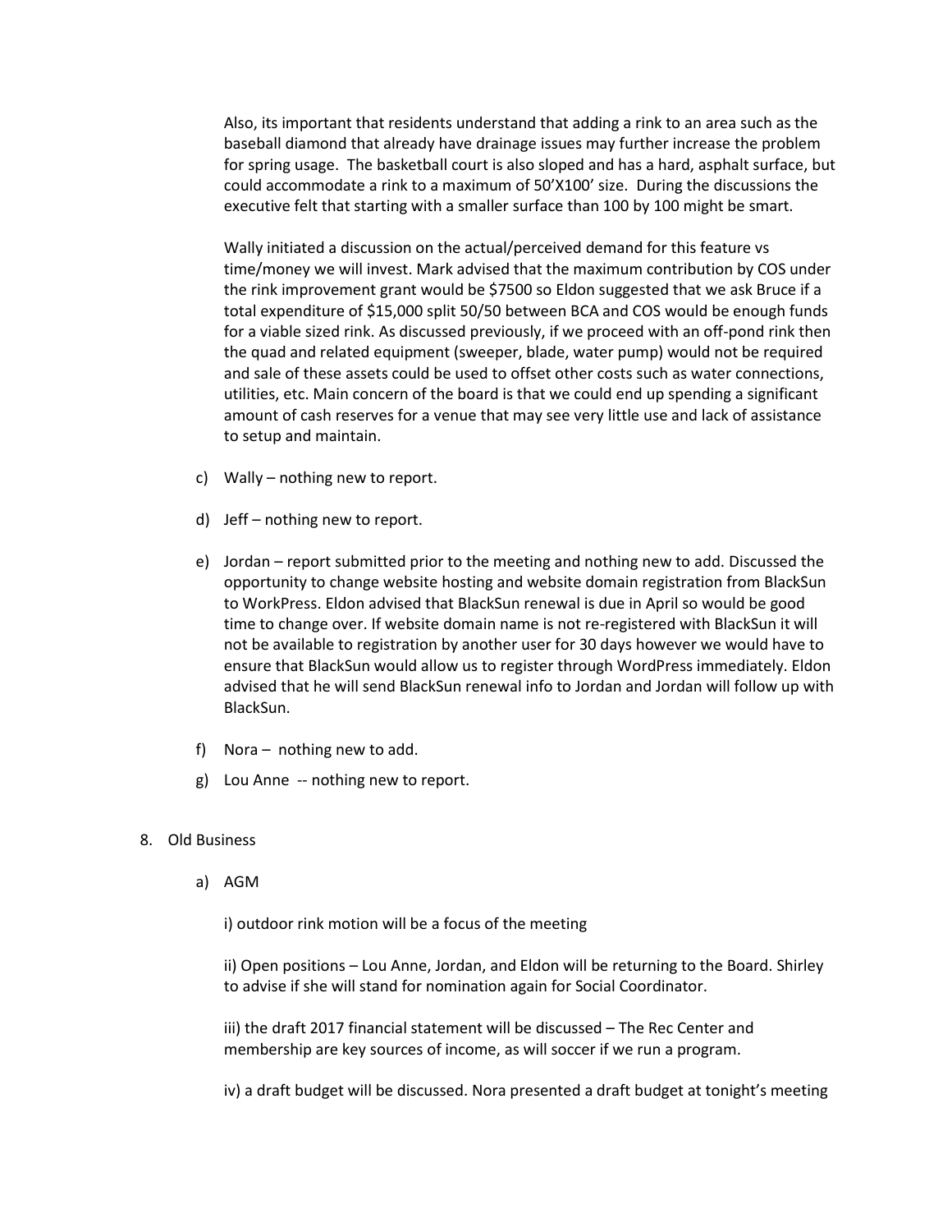Also, its important that residents understand that adding a rink to an area such as the baseball diamond that already have drainage issues may further increase the problem for spring usage. The basketball court is also sloped and has a hard, asphalt surface, but could accommodate a rink to a maximum of 50'X100' size. During the discussions the executive felt that starting with a smaller surface than 100 by 100 might be smart.

Wally initiated a discussion on the actual/perceived demand for this feature vs time/money we will invest. Mark advised that the maximum contribution by COS under the rink improvement grant would be $7500 so Eldon suggested that we ask Bruce if a total expenditure of $15,000 split 50/50 between BCA and COS would be enough funds for a viable sized rink. As discussed previously, if we proceed with an off-pond rink then the quad and related equipment (sweeper, blade, water pump) would not be required and sale of these assets could be used to offset other costs such as water connections, utilities, etc. Main concern of the board is that we could end up spending a significant amount of cash reserves for a venue that may see very little use and lack of assistance to setup and maintain.

c) Wally – nothing new to report.

d) Jeff – nothing new to report.

e) Jordan – report submitted prior to the meeting and nothing new to add. Discussed the opportunity to change website hosting and website domain registration from BlackSun to WorkPress. Eldon advised that BlackSun renewal is due in April so would be good time to change over. If website domain name is not re-registered with BlackSun it will not be available to registration by another user for 30 days however we would have to ensure that BlackSun would allow us to register through WordPress immediately. Eldon advised that he will send BlackSun renewal info to Jordan and Jordan will follow up with BlackSun.

f) Nora – nothing new to add.

g) Lou Anne -- nothing new to report.

8. Old Business

   a) AGM

      i) outdoor rink motion will be a focus of the meeting

      ii) Open positions – Lou Anne, Jordan, and Eldon will be returning to the Board. Shirley to advise if she will stand for nomination again for Social Coordinator.

      iii) the draft 2017 financial statement will be discussed – The Rec Center and membership are key sources of income, as will soccer if we run a program.

      iv) a draft budget will be discussed. Nora presented a draft budget at tonight's meeting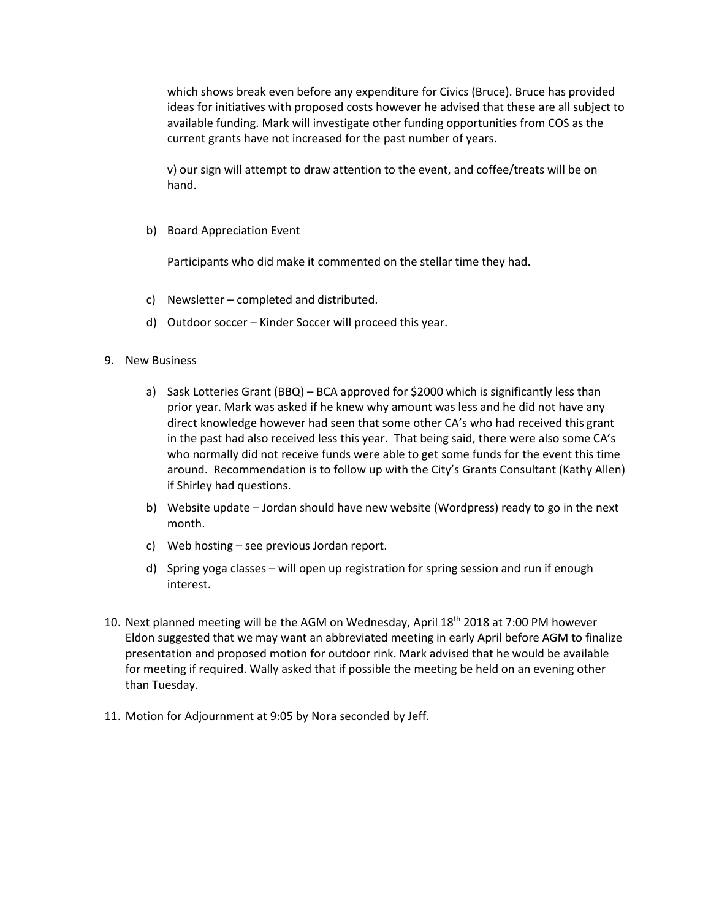which shows break even before any expenditure for Civics (Bruce). Bruce has provided ideas for initiatives with proposed costs however he advised that these are all subject to available funding. Mark will investigate other funding opportunities from COS as the current grants have not increased for the past number of years.

v) our sign will attempt to draw attention to the event, and coffee/treats will be on hand.

b) Board Appreciation Event

Participants who did make it commented on the stellar time they had.

c) Newsletter – completed and distributed.

d) Outdoor soccer – Kinder Soccer will proceed this year.

9. New Business

   a) Sask Lotteries Grant (BBQ) – BCA approved for $2000 which is significantly less than prior year. Mark was asked if he knew why amount was less and he did not have any direct knowledge however had seen that some other CA's who had received this grant in the past had also received less this year. That being said, there were also some CA's who normally did not receive funds were able to get some funds for the event this time around. Recommendation is to follow up with the City's Grants Consultant (Kathy Allen) if Shirley had questions.

   b) Website update – Jordan should have new website (Wordpress) ready to go in the next month.

   c) Web hosting – see previous Jordan report.

   d) Spring yoga classes – will open up registration for spring session and run if enough interest.

10. Next planned meeting will be the AGM on Wednesday, April 18th 2018 at 7:00 PM however Eldon suggested that we may want an abbreviated meeting in early April before AGM to finalize presentation and proposed motion for outdoor rink. Mark advised that he would be available for meeting if required. Wally asked that if possible the meeting be held on an evening other than Tuesday.

11. Motion for Adjournment at 9:05 by Nora seconded by Jeff.